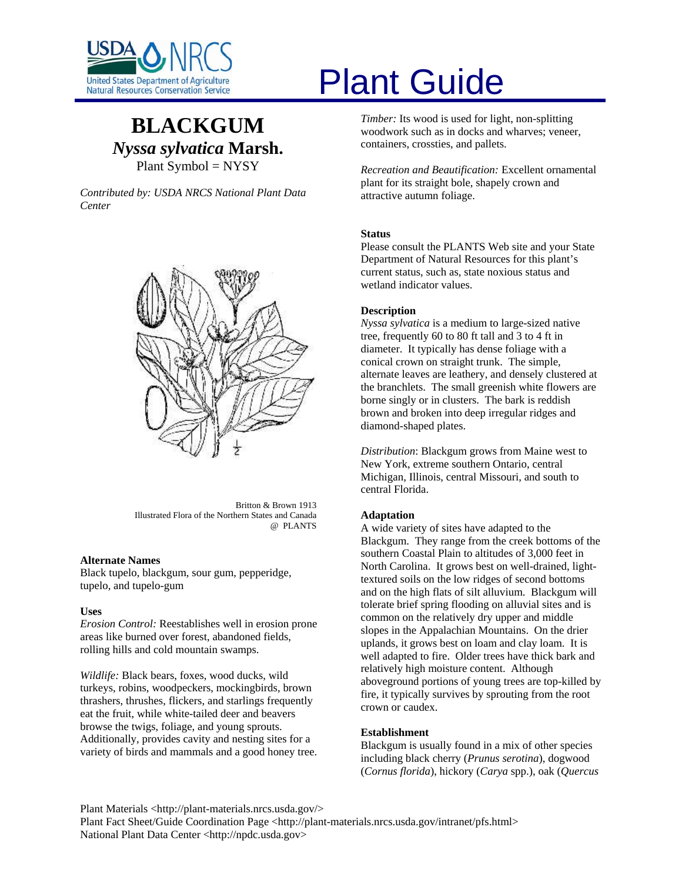# Plant Guide

## BLACKGUM
### *Nyssa sylvatica* Marsh.
Plant Symbol = NYSY

*Contributed by: USDA NRCS National Plant Data Center*

Britton & Brown 1913
Illustrated Flora of the Northern States and Canada
@ PLANTS

### Alternate Names
Black tupelo, blackgum, sour gum, pepperidge, tupelo, and tupelo-gum

### Uses
*Erosion Control:* Reestablishes well in erosion prone areas like burned over forest, abandoned fields, rolling hills and cold mountain swamps.

*Wildlife:* Black bears, foxes, wood ducks, wild turkeys, robins, woodpeckers, mockingbirds, brown thrashers, thrushes, flickers, and starlings frequently eat the fruit, while white-tailed deer and beavers browse the twigs, foliage, and young sprouts. Additionally, provides cavity and nesting sites for a variety of birds and mammals and a good honey tree.

*Timber:* Its wood is used for light, non-splitting woodwork such as in docks and wharves; veneer, containers, crossties, and pallets.

*Recreation and Beautification:* Excellent ornamental plant for its straight bole, shapely crown and attractive autumn foliage.

### Status
Please consult the PLANTS Web site and your State Department of Natural Resources for this plant's current status, such as, state noxious status and wetland indicator values.

### Description
*Nyssa sylvatica* is a medium to large-sized native tree, frequently 60 to 80 ft tall and 3 to 4 ft in diameter. It typically has dense foliage with a conical crown on straight trunk. The simple, alternate leaves are leathery, and densely clustered at the branchlets. The small greenish white flowers are borne singly or in clusters. The bark is reddish brown and broken into deep irregular ridges and diamond-shaped plates.

*Distribution*: Blackgum grows from Maine west to New York, extreme southern Ontario, central Michigan, Illinois, central Missouri, and south to central Florida.

### Adaptation
A wide variety of sites have adapted to the Blackgum. They range from the creek bottoms of the southern Coastal Plain to altitudes of 3,000 feet in North Carolina. It grows best on well-drained, light-textured soils on the low ridges of second bottoms and on the high flats of silt alluvium. Blackgum will tolerate brief spring flooding on alluvial sites and is common on the relatively dry upper and middle slopes in the Appalachian Mountains. On the drier uplands, it grows best on loam and clay loam. It is well adapted to fire. Older trees have thick bark and relatively high moisture content. Although aboveground portions of young trees are top-killed by fire, it typically survives by sprouting from the root crown or caudex.

### Establishment
Blackgum is usually found in a mix of other species including black cherry (*Prunus serotina*), dogwood (*Cornus florida*), hickory (*Carya* spp.), oak (*Quercus*

Plant Materials <http://plant-materials.nrcs.usda.gov/>
Plant Fact Sheet/Guide Coordination Page <http://plant-materials.nrcs.usda.gov/intranet/pfs.html>
National Plant Data Center <http://npdc.usda.gov>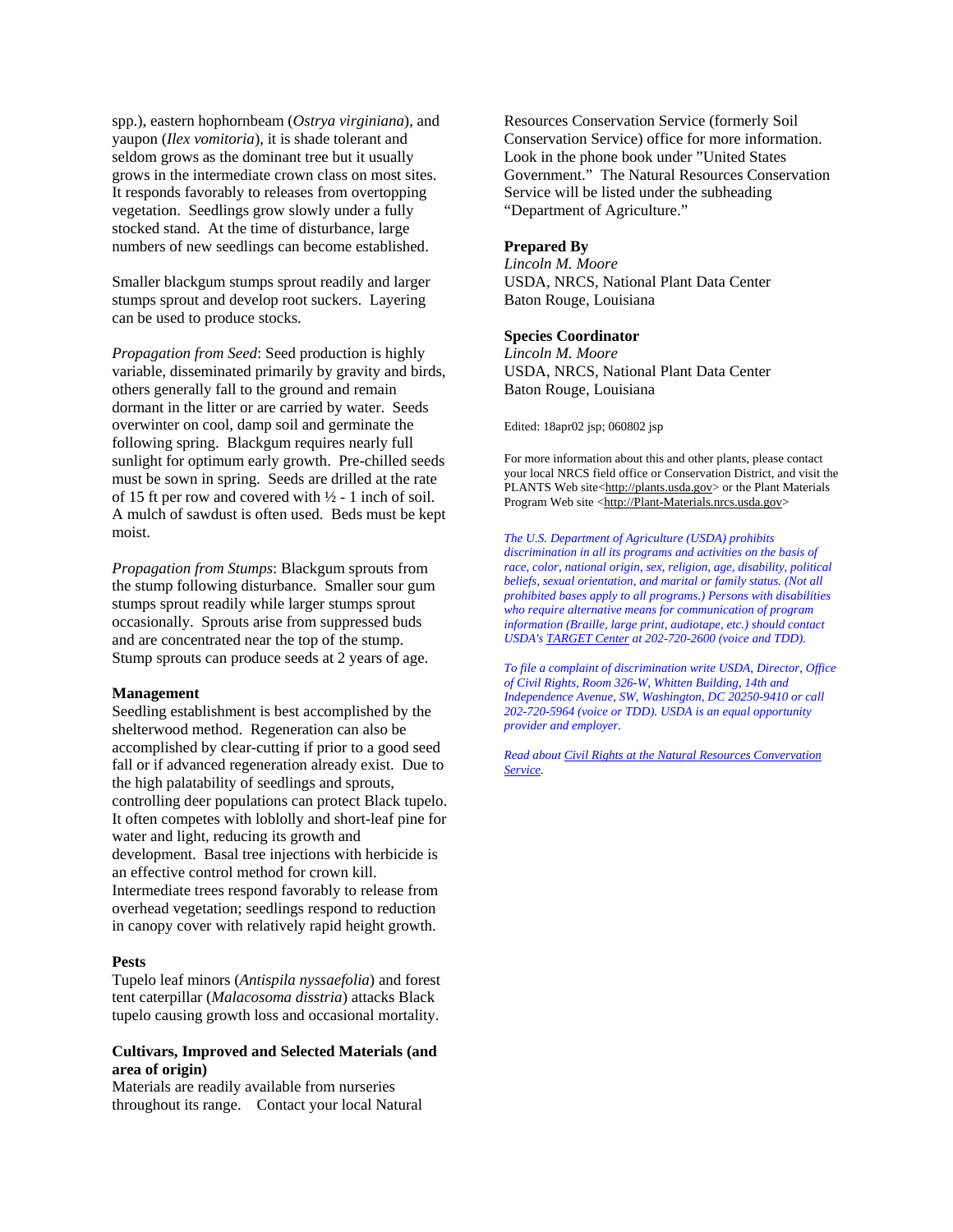spp.), eastern hophornbeam (*Ostrya virginiana*), and yaupon (*Ilex vomitoria*), it is shade tolerant and seldom grows as the dominant tree but it usually grows in the intermediate crown class on most sites. It responds favorably to releases from overtopping vegetation. Seedlings grow slowly under a fully stocked stand. At the time of disturbance, large numbers of new seedlings can become established.

Smaller blackgum stumps sprout readily and larger stumps sprout and develop root suckers. Layering can be used to produce stocks.

*Propagation from Seed*: Seed production is highly variable, disseminated primarily by gravity and birds, others generally fall to the ground and remain dormant in the litter or are carried by water. Seeds overwinter on cool, damp soil and germinate the following spring. Blackgum requires nearly full sunlight for optimum early growth. Pre-chilled seeds must be sown in spring. Seeds are drilled at the rate of 15 ft per row and covered with ½ - 1 inch of soil. A mulch of sawdust is often used. Beds must be kept moist.

*Propagation from Stumps*: Blackgum sprouts from the stump following disturbance. Smaller sour gum stumps sprout readily while larger stumps sprout occasionally. Sprouts arise from suppressed buds and are concentrated near the top of the stump. Stump sprouts can produce seeds at 2 years of age.

**Management**

Seedling establishment is best accomplished by the shelterwood method. Regeneration can also be accomplished by clear-cutting if prior to a good seed fall or if advanced regeneration already exist. Due to the high palatability of seedlings and sprouts, controlling deer populations can protect Black tupelo. It often competes with loblolly and short-leaf pine for water and light, reducing its growth and development. Basal tree injections with herbicide is an effective control method for crown kill. Intermediate trees respond favorably to release from overhead vegetation; seedlings respond to reduction in canopy cover with relatively rapid height growth.

**Pests**

Tupelo leaf minors (*Antispila nyssaefolia*) and forest tent caterpillar (*Malacosoma disstria*) attacks Black tupelo causing growth loss and occasional mortality.

**Cultivars, Improved and Selected Materials (and area of origin)**

Materials are readily available from nurseries throughout its range. Contact your local Natural Resources Conservation Service (formerly Soil Conservation Service) office for more information. Look in the phone book under "United States Government." The Natural Resources Conservation Service will be listed under the subheading "Department of Agriculture."

**Prepared By**

*Lincoln M. Moore*
USDA, NRCS, National Plant Data Center
Baton Rouge, Louisiana

**Species Coordinator**

*Lincoln M. Moore*
USDA, NRCS, National Plant Data Center
Baton Rouge, Louisiana

Edited: 18apr02 jsp; 060802 jsp

For more information about this and other plants, please contact your local NRCS field office or Conservation District, and visit the PLANTS Web site<http://plants.usda.gov> or the Plant Materials Program Web site <http://Plant-Materials.nrcs.usda.gov>

*The U.S. Department of Agriculture (USDA) prohibits discrimination in all its programs and activities on the basis of race, color, national origin, sex, religion, age, disability, political beliefs, sexual orientation, and marital or family status. (Not all prohibited bases apply to all programs.) Persons with disabilities who require alternative means for communication of program information (Braille, large print, audiotape, etc.) should contact USDA's TARGET Center at 202-720-2600 (voice and TDD).*

*To file a complaint of discrimination write USDA, Director, Office of Civil Rights, Room 326-W, Whitten Building, 14th and Independence Avenue, SW, Washington, DC 20250-9410 or call 202-720-5964 (voice or TDD). USDA is an equal opportunity provider and employer.*

*Read about Civil Rights at the Natural Resources Convervation Service.*